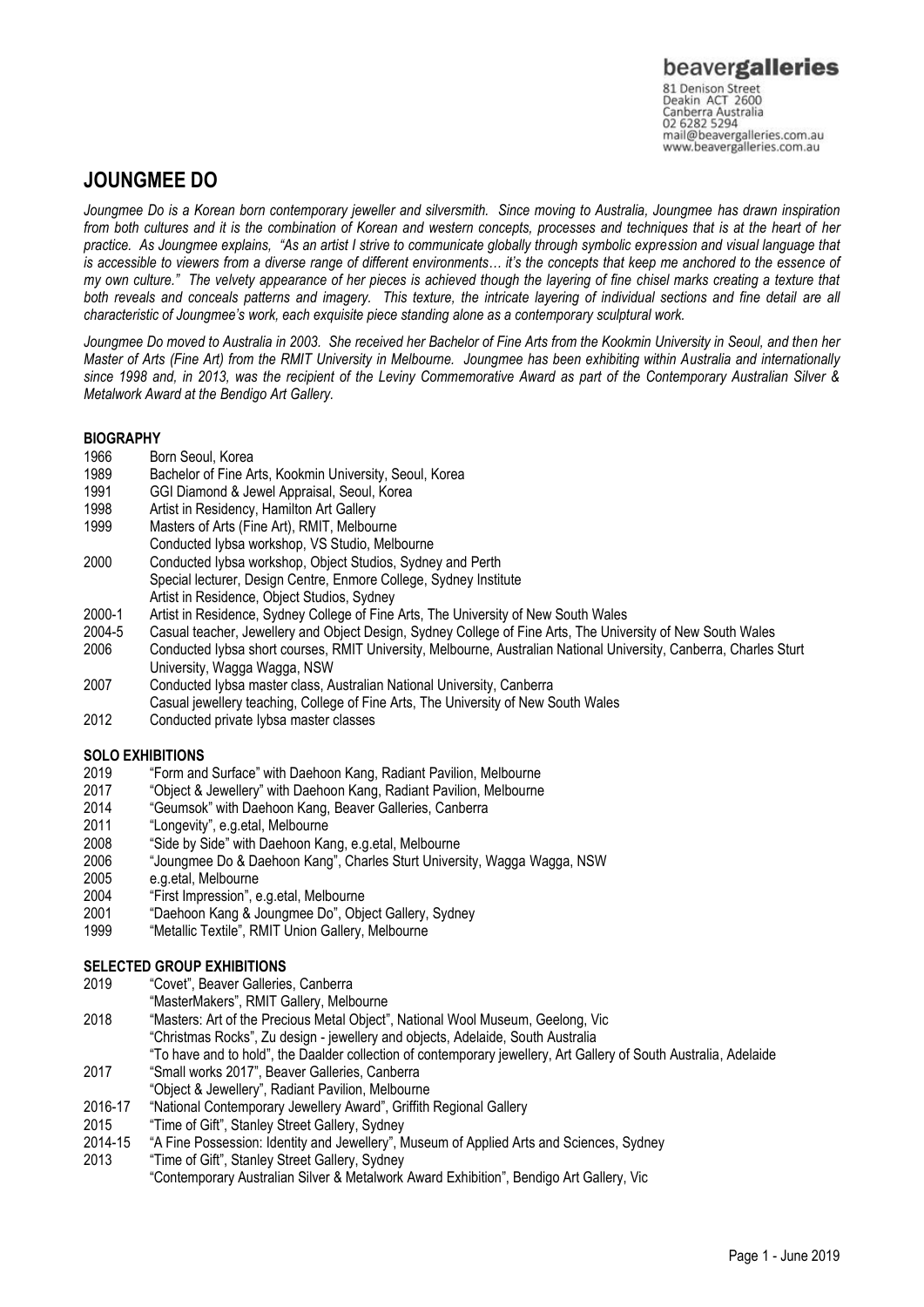beavergalleries
81 Denison Street
Deakin ACT 2600
Canberra Australia
02 6282 5294
mail@beavergalleries.com.au
www.beavergalleries.com.au

# JOUNGMEE DO

*Joungmee Do is a Korean born contemporary jeweller and silversmith. Since moving to Australia, Joungmee has drawn inspiration from both cultures and it is the combination of Korean and western concepts, processes and techniques that is at the heart of her practice. As Joungmee explains, "As an artist I strive to communicate globally through symbolic expression and visual language that is accessible to viewers from a diverse range of different environments… it's the concepts that keep me anchored to the essence of my own culture." The velvety appearance of her pieces is achieved though the layering of fine chisel marks creating a texture that both reveals and conceals patterns and imagery. This texture, the intricate layering of individual sections and fine detail are all characteristic of Joungmee's work, each exquisite piece standing alone as a contemporary sculptural work.*

*Joungmee Do moved to Australia in 2003. She received her Bachelor of Fine Arts from the Kookmin University in Seoul, and then her Master of Arts (Fine Art) from the RMIT University in Melbourne. Joungmee has been exhibiting within Australia and internationally since 1998 and, in 2013, was the recipient of the Leviny Commemorative Award as part of the Contemporary Australian Silver & Metalwork Award at the Bendigo Art Gallery.*

## BIOGRAPHY

1966 Born Seoul, Korea
1989 Bachelor of Fine Arts, Kookmin University, Seoul, Korea
1991 GGI Diamond & Jewel Appraisal, Seoul, Korea
1998 Artist in Residency, Hamilton Art Gallery
1999 Masters of Arts (Fine Art), RMIT, Melbourne
Conducted Iybsa workshop, VS Studio, Melbourne
2000 Conducted Iybsa workshop, Object Studios, Sydney and Perth
Special lecturer, Design Centre, Enmore College, Sydney Institute
Artist in Residence, Object Studios, Sydney
2000-1 Artist in Residence, Sydney College of Fine Arts, The University of New South Wales
2004-5 Casual teacher, Jewellery and Object Design, Sydney College of Fine Arts, The University of New South Wales
2006 Conducted Iybsa short courses, RMIT University, Melbourne, Australian National University, Canberra, Charles Sturt University, Wagga Wagga, NSW
2007 Conducted Iybsa master class, Australian National University, Canberra
Casual jewellery teaching, College of Fine Arts, The University of New South Wales
2012 Conducted private Iybsa master classes

## SOLO EXHIBITIONS

2019 "Form and Surface" with Daehoon Kang, Radiant Pavilion, Melbourne
2017 "Object & Jewellery" with Daehoon Kang, Radiant Pavilion, Melbourne
2014 "Geumsok" with Daehoon Kang, Beaver Galleries, Canberra
2011 "Longevity", e.g.etal, Melbourne
2008 "Side by Side" with Daehoon Kang, e.g.etal, Melbourne
2006 "Joungmee Do & Daehoon Kang", Charles Sturt University, Wagga Wagga, NSW
2005 e.g.etal, Melbourne
2004 "First Impression", e.g.etal, Melbourne
2001 "Daehoon Kang & Joungmee Do", Object Gallery, Sydney
1999 "Metallic Textile", RMIT Union Gallery, Melbourne

## SELECTED GROUP EXHIBITIONS

2019 "Covet", Beaver Galleries, Canberra
"MasterMakers", RMIT Gallery, Melbourne
2018 "Masters: Art of the Precious Metal Object", National Wool Museum, Geelong, Vic
"Christmas Rocks", Zu design - jewellery and objects, Adelaide, South Australia
"To have and to hold", the Daalder collection of contemporary jewellery, Art Gallery of South Australia, Adelaide
2017 "Small works 2017", Beaver Galleries, Canberra
"Object & Jewellery", Radiant Pavilion, Melbourne
2016-17 "National Contemporary Jewellery Award", Griffith Regional Gallery
2015 "Time of Gift", Stanley Street Gallery, Sydney
2014-15 "A Fine Possession: Identity and Jewellery", Museum of Applied Arts and Sciences, Sydney
2013 "Time of Gift", Stanley Street Gallery, Sydney
"Contemporary Australian Silver & Metalwork Award Exhibition", Bendigo Art Gallery, Vic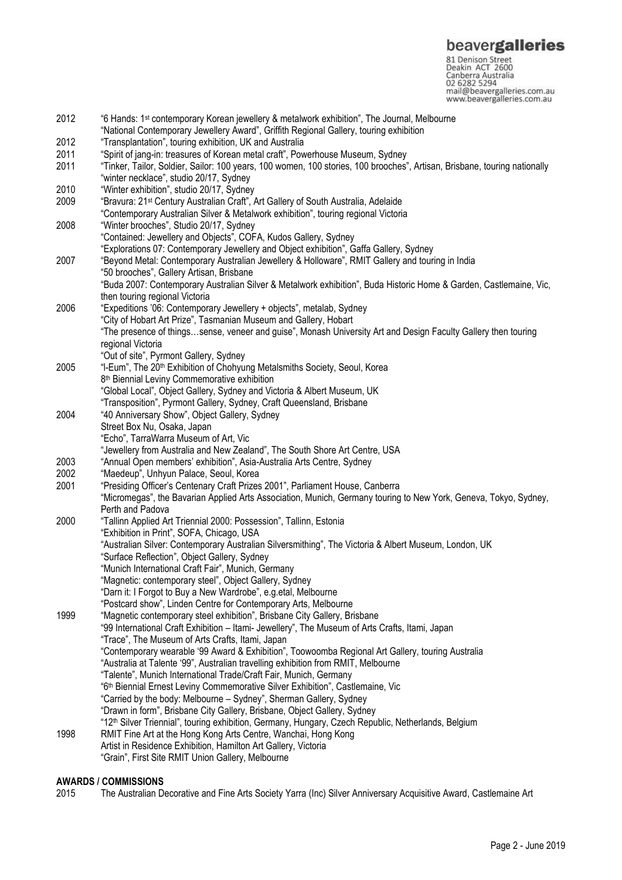| | |
|---|---|
| 2012 | "6 Hands: 1st contemporary Korean jewellery & metalwork exhibition", The Journal, Melbourne |
| | "National Contemporary Jewellery Award", Griffith Regional Gallery, touring exhibition |
| 2012 | "Transplantation", touring exhibition, UK and Australia |
| 2011 | "Spirit of jang-in: treasures of Korean metal craft", Powerhouse Museum, Sydney |
| 2011 | "Tinker, Tailor, Soldier, Sailor: 100 years, 100 women, 100 stories, 100 brooches", Artisan, Brisbane, touring nationally |
| | "winter necklace", studio 20/17, Sydney |
| 2010 | "Winter exhibition", studio 20/17, Sydney |
| 2009 | "Bravura: 21st Century Australian Craft", Art Gallery of South Australia, Adelaide |
| | "Contemporary Australian Silver & Metalwork exhibition", touring regional Victoria |
| 2008 | "Winter brooches", Studio 20/17, Sydney |
| | "Contained: Jewellery and Objects", COFA, Kudos Gallery, Sydney |
| | "Explorations 07: Contemporary Jewellery and Object exhibition", Gaffa Gallery, Sydney |
| 2007 | "Beyond Metal: Contemporary Australian Jewellery & Holloware", RMIT Gallery and touring in India |
| | "50 brooches", Gallery Artisan, Brisbane |
| | "Buda 2007: Contemporary Australian Silver & Metalwork exhibition", Buda Historic Home & Garden, Castlemaine, Vic, then touring regional Victoria |
| 2006 | "Expeditions '06: Contemporary Jewellery + objects", metalab, Sydney |
| | "City of Hobart Art Prize", Tasmanian Museum and Gallery, Hobart |
| | "The presence of things…sense, veneer and guise", Monash University Art and Design Faculty Gallery then touring regional Victoria |
| | "Out of site", Pyrmont Gallery, Sydney |
| 2005 | "I-Eum", The 20th Exhibition of Chohyung Metalsmiths Society, Seoul, Korea |
| | 8th Biennial Leviny Commemorative exhibition |
| | "Global Local", Object Gallery, Sydney and Victoria & Albert Museum, UK |
| | "Transposition", Pyrmont Gallery, Sydney, Craft Queensland, Brisbane |
| 2004 | "40 Anniversary Show", Object Gallery, Sydney |
| | Street Box Nu, Osaka, Japan |
| | "Echo", TarraWarra Museum of Art, Vic |
| | "Jewellery from Australia and New Zealand", The South Shore Art Centre, USA |
| 2003 | "Annual Open members' exhibition", Asia-Australia Arts Centre, Sydney |
| 2002 | "Maedeup", Unhyun Palace, Seoul, Korea |
| 2001 | "Presiding Officer's Centenary Craft Prizes 2001", Parliament House, Canberra |
| | "Micromegas", the Bavarian Applied Arts Association, Munich, Germany touring to New York, Geneva, Tokyo, Sydney, Perth and Padova |
| 2000 | "Tallinn Applied Art Triennial 2000: Possession", Tallinn, Estonia |
| | "Exhibition in Print", SOFA, Chicago, USA |
| | "Australian Silver: Contemporary Australian Silversmithing", The Victoria & Albert Museum, London, UK |
| | "Surface Reflection", Object Gallery, Sydney |
| | "Munich International Craft Fair", Munich, Germany |
| | "Magnetic: contemporary steel", Object Gallery, Sydney |
| | "Darn it: I Forgot to Buy a New Wardrobe", e.g.etal, Melbourne |
| | "Postcard show", Linden Centre for Contemporary Arts, Melbourne |
| 1999 | "Magnetic contemporary steel exhibition", Brisbane City Gallery, Brisbane |
| | "99 International Craft Exhibition – Itami- Jewellery", The Museum of Arts Crafts, Itami, Japan |
| | "Trace", The Museum of Arts Crafts, Itami, Japan |
| | "Contemporary wearable '99 Award & Exhibition", Toowoomba Regional Art Gallery, touring Australia |
| | "Australia at Talente '99", Australian travelling exhibition from RMIT, Melbourne |
| | "Talente", Munich International Trade/Craft Fair, Munich, Germany |
| | "6th Biennial Ernest Leviny Commemorative Silver Exhibition", Castlemaine, Vic |
| | "Carried by the body: Melbourne – Sydney", Sherman Gallery, Sydney |
| | "Drawn in form", Brisbane City Gallery, Brisbane, Object Gallery, Sydney |
| | "12th Silver Triennial", touring exhibition, Germany, Hungary, Czech Republic, Netherlands, Belgium |
| 1998 | RMIT Fine Art at the Hong Kong Arts Centre, Wanchai, Hong Kong |
| | Artist in Residence Exhibition, Hamilton Art Gallery, Victoria |
| | "Grain", First Site RMIT Union Gallery, Melbourne |

## AWARDS / COMMISSIONS

| | |
|---|---|
| 2015 | The Australian Decorative and Fine Arts Society Yarra (Inc) Silver Anniversary Acquisitive Award, Castlemaine Art |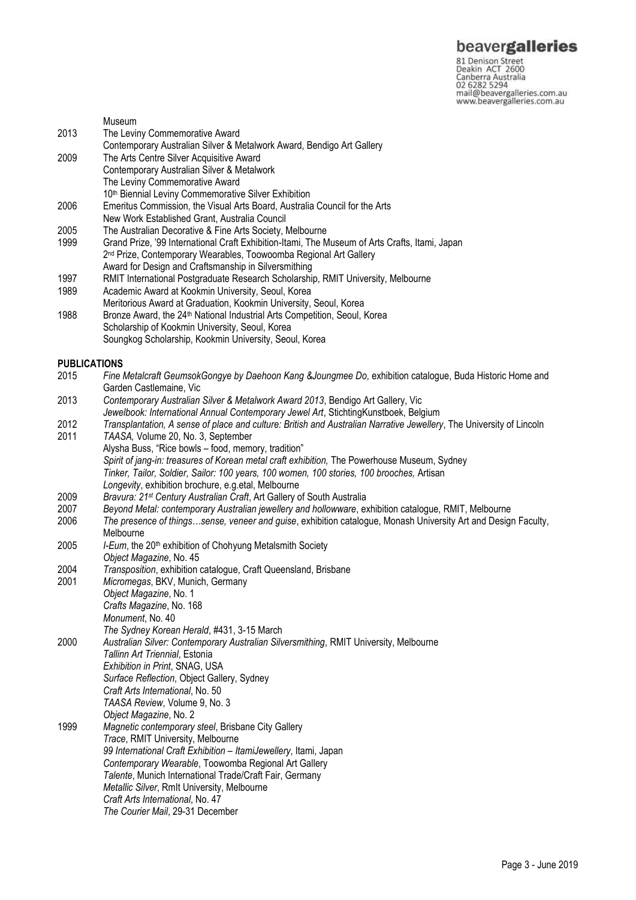Museum

2013 The Leviny Commemorative Award
Contemporary Australian Silver & Metalwork Award, Bendigo Art Gallery

2009 The Arts Centre Silver Acquisitive Award
Contemporary Australian Silver & Metalwork
The Leviny Commemorative Award
10th Biennial Leviny Commemorative Silver Exhibition

2006 Emeritus Commission, the Visual Arts Board, Australia Council for the Arts
New Work Established Grant, Australia Council

2005 The Australian Decorative & Fine Arts Society, Melbourne

1999 Grand Prize, '99 International Craft Exhibition-Itami, The Museum of Arts Crafts, Itami, Japan
2nd Prize, Contemporary Wearables, Toowoomba Regional Art Gallery
Award for Design and Craftsmanship in Silversmithing

1997 RMIT International Postgraduate Research Scholarship, RMIT University, Melbourne

1989 Academic Award at Kookmin University, Seoul, Korea
Meritorious Award at Graduation, Kookmin University, Seoul, Korea

1988 Bronze Award, the 24th National Industrial Arts Competition, Seoul, Korea
Scholarship of Kookmin University, Seoul, Korea
Soungkog Scholarship, Kookmin University, Seoul, Korea

## PUBLICATIONS

2015 *Fine Metalcraft GeumsokGongye by Daehoon Kang &Joungmee Do,* exhibition catalogue, Buda Historic Home and Garden Castlemaine, Vic

2013 *Contemporary Australian Silver & Metalwork Award 2013*, Bendigo Art Gallery, Vic
*Jewelbook: International Annual Contemporary Jewel Art*, StichtingKunstboek, Belgium

2012 *Transplantation, A sense of place and culture: British and Australian Narrative Jewellery*, The University of Lincoln

2011 *TAASA,* Volume 20, No. 3, September
Alysha Buss, "Rice bowls – food, memory, tradition"
*Spirit of jang-in: treasures of Korean metal craft exhibition,* The Powerhouse Museum, Sydney
*Tinker, Tailor, Soldier, Sailor: 100 years, 100 women, 100 stories, 100 brooches,* Artisan
*Longevity*, exhibition brochure, e.g.etal, Melbourne

2009 *Bravura: 21st Century Australian Craft*, Art Gallery of South Australia

2007 *Beyond Metal: contemporary Australian jewellery and hollowware*, exhibition catalogue, RMIT, Melbourne

2006 *The presence of things…sense, veneer and guise*, exhibition catalogue, Monash University Art and Design Faculty, Melbourne

2005 *I-Eum*, the 20th exhibition of Chohyung Metalsmith Society
*Object Magazine*, No. 45

2004 *Transposition*, exhibition catalogue, Craft Queensland, Brisbane

2001 *Micromegas*, BKV, Munich, Germany
*Object Magazine*, No. 1
*Crafts Magazine*, No. 168
*Monument*, No. 40
*The Sydney Korean Herald*, #431, 3-15 March

2000 *Australian Silver: Contemporary Australian Silversmithing*, RMIT University, Melbourne
*Tallinn Art Triennial*, Estonia
*Exhibition in Print*, SNAG, USA
*Surface Reflection*, Object Gallery, Sydney
*Craft Arts International*, No. 50
*TAASA Review*, Volume 9, No. 3
*Object Magazine*, No. 2

1999 *Magnetic contemporary steel*, Brisbane City Gallery
*Trace*, RMIT University, Melbourne
*99 International Craft Exhibition – ItamiJewellery*, Itami, Japan
*Contemporary Wearable*, Toowomba Regional Art Gallery
*Talente*, Munich International Trade/Craft Fair, Germany
*Metallic Silver*, RmIt University, Melbourne
*Craft Arts International*, No. 47
*The Courier Mail*, 29-31 December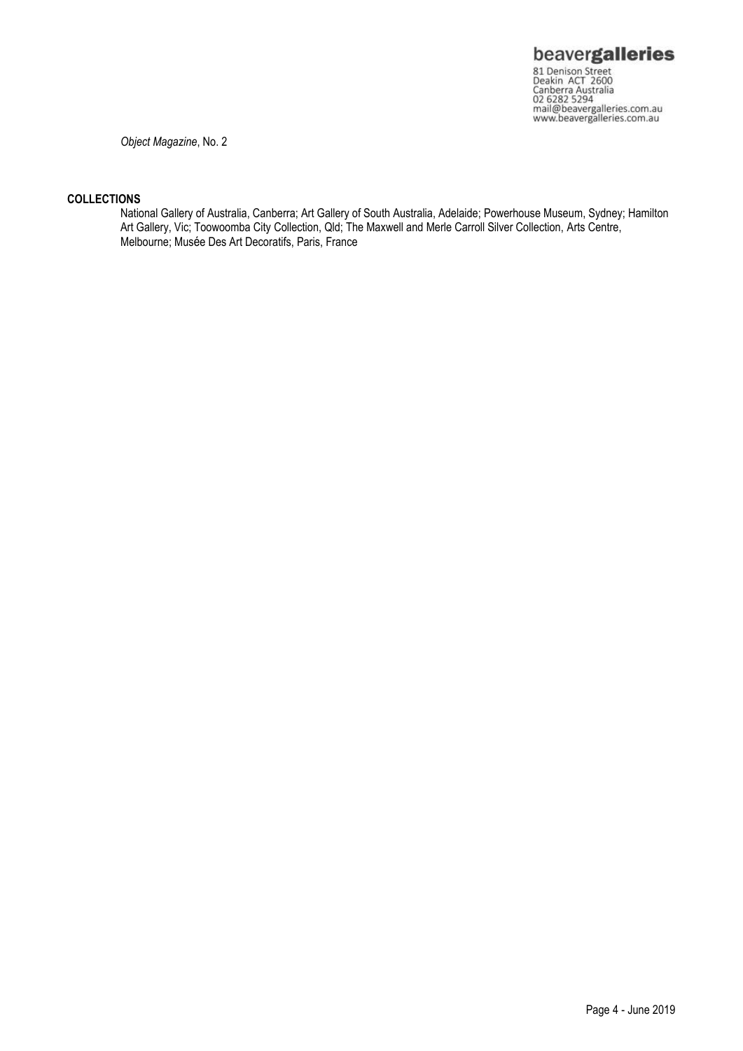*Object Magazine*, No. 2

**COLLECTIONS**

National Gallery of Australia, Canberra; Art Gallery of South Australia, Adelaide; Powerhouse Museum, Sydney; Hamilton Art Gallery, Vic; Toowoomba City Collection, Qld; The Maxwell and Merle Carroll Silver Collection, Arts Centre, Melbourne; Musée Des Art Decoratifs, Paris, France